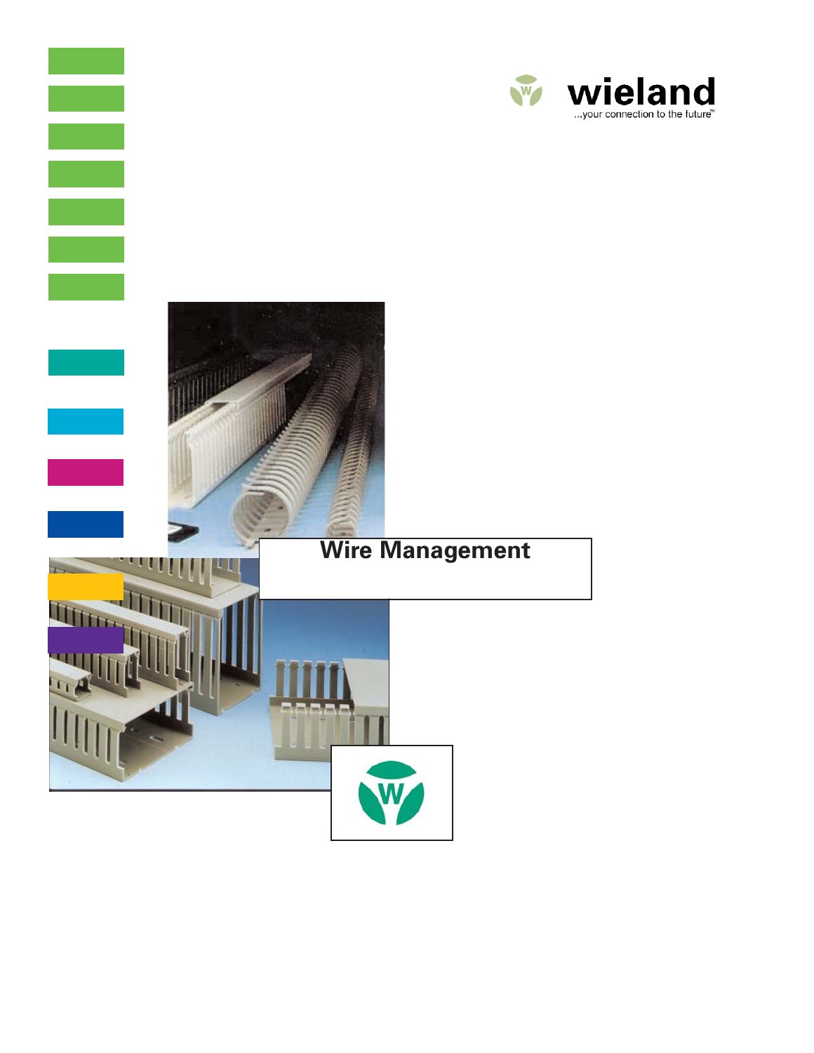wieland

...your connection to the future™

# Wire Management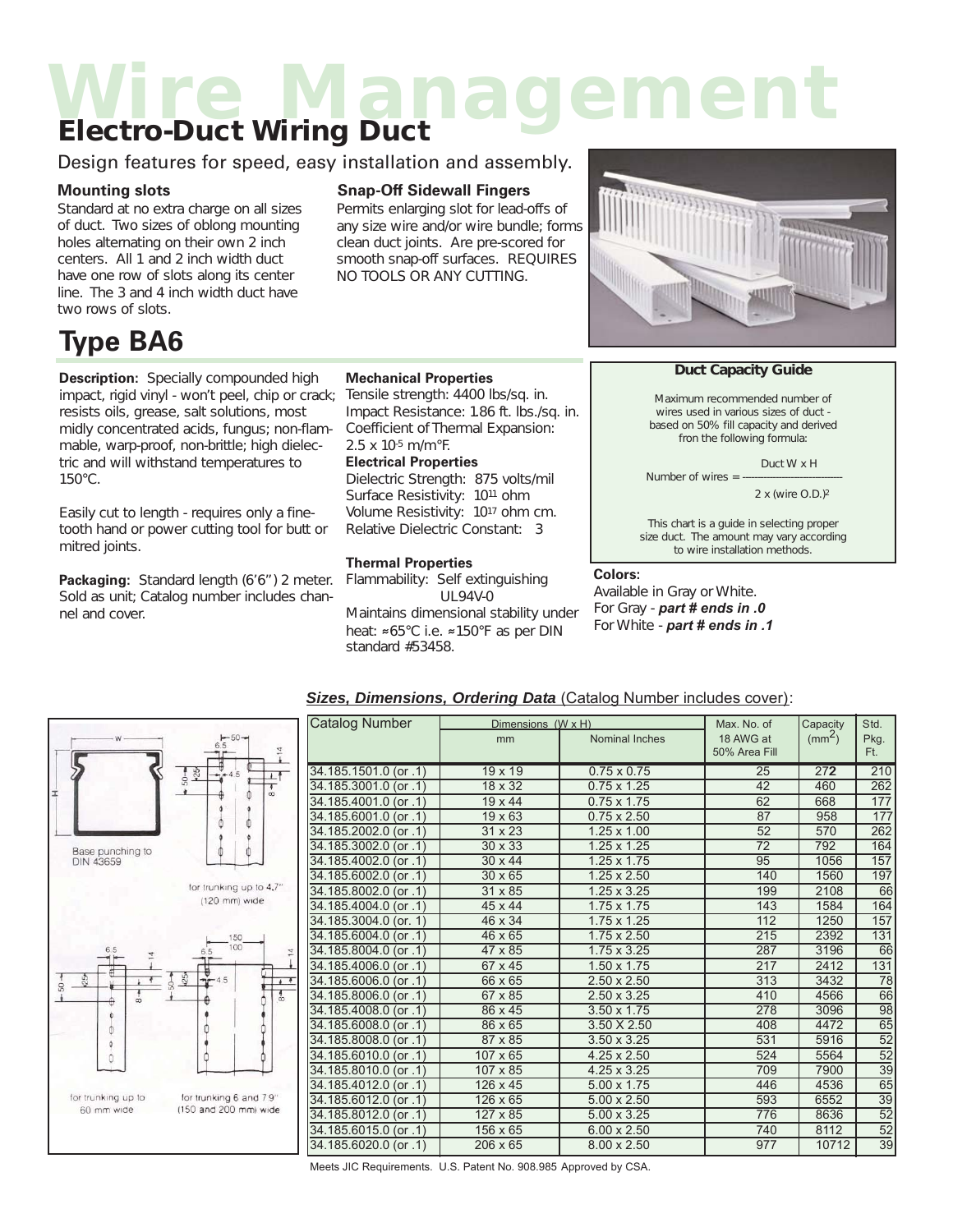# Wire Management

## Electro-Duct Wiring Duct

Design features for speed, easy installation and assembly.

### Mounting slots

Standard at no extra charge on all sizes of duct. Two sizes of oblong mounting holes alternating on their own 2 inch centers. All 1 and 2 inch width duct have one row of slots along its center line. The 3 and 4 inch width duct have two rows of slots.

### Snap-Off Sidewall Fingers

Permits enlarging slot for lead-offs of any size wire and/or wire bundle; forms clean duct joints. Are pre-scored for smooth snap-off surfaces. REQUIRES NO TOOLS OR ANY CUTTING.

## Type BA6

**Description:** Specially compounded high impact, rigid vinyl - won't peel, chip or crack; resists oils, grease, salt solutions, most midly concentrated acids, fungus; non-flammable, warp-proof, non-brittle; high dielectric and will withstand temperatures to 150°C.

Easily cut to length - requires only a fine-tooth hand or power cutting tool for butt or mitred joints.

**Packaging:** Standard length (6'6") 2 meter. Sold as unit; Catalog number includes channel and cover.

**Mechanical Properties**
Tensile strength: 4400 lbs/sq. in.
Impact Resistance: 1.86 ft. lbs./sq. in.
Coefficient of Thermal Expansion: $2.5 \times 10^{-5}$ m/m°F.

**Electrical Properties**
Dielectric Strength: 875 volts/mil
Surface Resistivity: $10^{11}$ ohm
Volume Resistivity: $10^{17}$ ohm cm.
Relative Dielectric Constant: 3

**Thermal Properties**
Flammability: Self extinguishing UL94V-0
Maintains dimensional stability under heat: ≈65°C i.e. ≈150°F as per DIN standard #53458.

**Duct Capacity Guide**

Maximum recommended number of wires used in various sizes of duct - based on 50% fill capacity and derived fron the following formula:

$$\text{Number of wires} = \frac{\text{Duct W} \times \text{H}}{2 \times (\text{wire O.D.})^2}$$

This chart is a guide in selecting proper size duct. The amount may vary according to wire installation methods.

**Colors:**
Available in Gray or White.
For Gray - ***part # ends in .0***
For White - ***part # ends in .1***

W, H, 50, 6.5, 14, 50, 25, 4.5, 8

Base punching to DIN 43659

for trunking up to 4.7" (120 mm) wide

6.5, 14, 50, 25, 8, 150, 100, 6.5, 14, 50, 25, 4.5, 8

for trunking up to 60 mm wide

for trunking 6 and 7.9" (150 and 200 mm) wide

***Sizes, Dimensions, Ordering Data*** (Catalog Number includes cover):

| Catalog Number | Dimensions (W x H) | | Max. No. of 18 AWG at 50% Area Fill | Capacity ($mm^2$) | Std. Pkg. Ft. |
|---|---|---|---|---|---|
| | mm | Nominal Inches | | | |
| 34.185.1501.0 (or .1) | 19 x 19 | 0.75 x 0.75 | 25 | 272 | 210 |
| 34.185.3001.0 (or .1) | 18 x 32 | 0.75 x 1.25 | 42 | 460 | 262 |
| 34.185.4001.0 (or .1) | 19 x 44 | 0.75 x 1.75 | 62 | 668 | 177 |
| 34.185.6001.0 (or .1) | 19 x 63 | 0.75 x 2.50 | 87 | 958 | 177 |
| 34.185.2002.0 (or .1) | 31 x 23 | 1.25 x 1.00 | 52 | 570 | 262 |
| 34.185.3002.0 (or .1) | 30 x 33 | 1.25 x 1.25 | 72 | 792 | 164 |
| 34.185.4002.0 (or .1) | 30 x 44 | 1.25 x 1.75 | 95 | 1056 | 157 |
| 34.185.6002.0 (or .1) | 30 x 65 | 1.25 x 2.50 | 140 | 1560 | 197 |
| 34.185.8002.0 (or .1) | 31 x 85 | 1.25 x 3.25 | 199 | 2108 | 66 |
| 34.185.4004.0 (or .1) | 45 x 44 | 1.75 x 1.75 | 143 | 1584 | 164 |
| 34.185.3004.0 (or. 1) | 46 x 34 | 1.75 x 1.25 | 112 | 1250 | 157 |
| 34.185.6004.0 (or .1) | 46 x 65 | 1.75 x 2.50 | 215 | 2392 | 131 |
| 34.185.8004.0 (or .1) | 47 x 85 | 1.75 x 3.25 | 287 | 3196 | 66 |
| 34.185.4006.0 (or .1) | 67 x 45 | 1.50 x 1.75 | 217 | 2412 | 131 |
| 34.185.6006.0 (or .1) | 66 x 65 | 2.50 x 2.50 | 313 | 3432 | 78 |
| 34.185.8006.0 (or .1) | 67 x 85 | 2.50 x 3.25 | 410 | 4566 | 66 |
| 34.185.4008.0 (or .1) | 86 x 45 | 3.50 x 1.75 | 278 | 3096 | 98 |
| 34.185.6008.0 (or .1) | 86 x 65 | 3.50 X 2.50 | 408 | 4472 | 65 |
| 34.185.8008.0 (or .1) | 87 x 85 | 3.50 x 3.25 | 531 | 5916 | 52 |
| 34.185.6010.0 (or .1) | 107 x 65 | 4.25 x 2.50 | 524 | 5564 | 52 |
| 34.185.8010.0 (or .1) | 107 x 85 | 4.25 x 3.25 | 709 | 7900 | 39 |
| 34.185.4012.0 (or .1) | 126 x 45 | 5.00 x 1.75 | 446 | 4536 | 65 |
| 34.185.6012.0 (or .1) | 126 x 65 | 5.00 x 2.50 | 593 | 6552 | 39 |
| 34.185.8012.0 (or .1) | 127 x 85 | 5.00 x 3.25 | 776 | 8636 | 52 |
| 34.185.6015.0 (or .1) | 156 x 65 | 6.00 x 2.50 | 740 | 8112 | 52 |
| 34.185.6020.0 (or .1) | 206 x 65 | 8.00 x 2.50 | 977 | 10712 | 39 |

Meets JIC Requirements. U.S. Patent No. 908.985 Approved by CSA.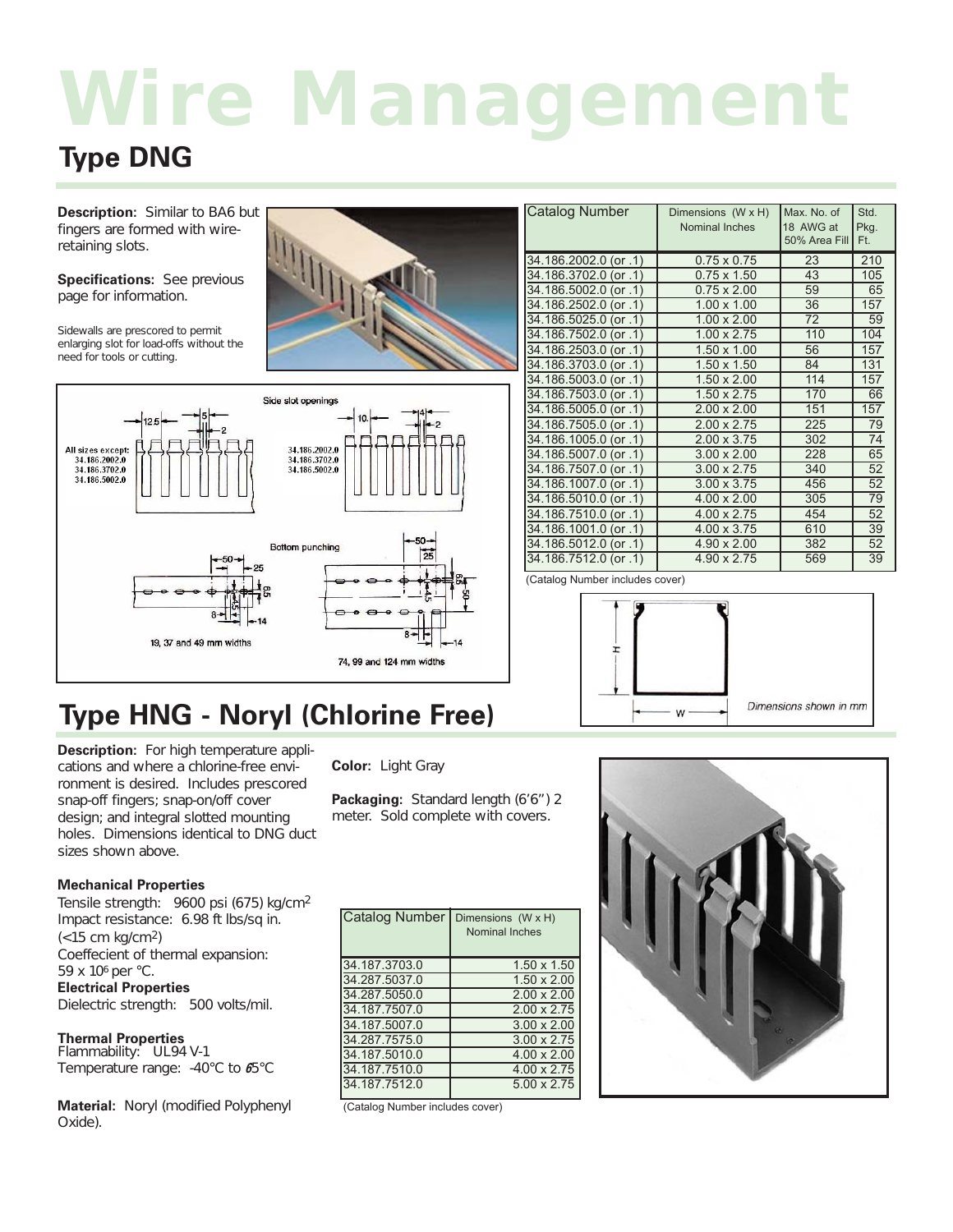# Wire Management

## Type DNG

**Description:** Similar to BA6 but fingers are formed with wire-retaining slots.

**Specifications:** See previous page for information.

Sidewalls are prescored to permit enlarging slot for load-offs without the need for tools or cutting.

| Catalog Number | Dimensions (W x H) Nominal Inches | Max. No. of 18 AWG at 50% Area Fill | Std. Pkg. Ft. |
|---|---|---|---|
| 34.186.2002.0 (or .1) | 0.75 x 0.75 | 23 | 210 |
| 34.186.3702.0 (or .1) | 0.75 x 1.50 | 43 | 105 |
| 34.186.5002.0 (or .1) | 0.75 x 2.00 | 59 | 65 |
| 34.186.2502.0 (or .1) | 1.00 x 1.00 | 36 | 157 |
| 34.186.5025.0 (or .1) | 1.00 x 2.00 | 72 | 59 |
| 34.186.7502.0 (or .1) | 1.00 x 2.75 | 110 | 104 |
| 34.186.2503.0 (or .1) | 1.50 x 1.00 | 56 | 157 |
| 34.186.3703.0 (or .1) | 1.50 x 1.50 | 84 | 131 |
| 34.186.5003.0 (or .1) | 1.50 x 2.00 | 114 | 157 |
| 34.186.7503.0 (or .1) | 1.50 x 2.75 | 170 | 66 |
| 34.186.5005.0 (or .1) | 2.00 x 2.00 | 151 | 157 |
| 34.186.7505.0 (or .1) | 2.00 x 2.75 | 225 | 79 |
| 34.186.1005.0 (or .1) | 2.00 x 3.75 | 302 | 74 |
| 34.186.5007.0 (or .1) | 3.00 x 2.00 | 228 | 65 |
| 34.186.7507.0 (or .1) | 3.00 x 2.75 | 340 | 52 |
| 34.186.1007.0 (or .1) | 3.00 x 3.75 | 456 | 52 |
| 34.186.5010.0 (or .1) | 4.00 x 2.00 | 305 | 79 |
| 34.186.7510.0 (or .1) | 4.00 x 2.75 | 454 | 52 |
| 34.186.1001.0 (or .1) | 4.00 x 3.75 | 610 | 39 |
| 34.186.5012.0 (or .1) | 4.90 x 2.00 | 382 | 52 |
| 34.186.7512.0 (or .1) | 4.90 x 2.75 | 569 | 39 |

(Catalog Number includes cover)

Side slot openings

All sizes except: 34.186.2002.0, 34.186.3702.0, 34.186.5002.0 — 12.5, 5, 2

34.186.2002.0, 34.186.3702.0, 34.186.5002.0 — 10, 4, 2

Bottom punching

19, 37 and 49 mm widths — 50, 25, 6.5, 4.5, 8, 14

74, 99 and 124 mm widths — 50, 25, 6.5, 4.5, 50, 8, 14

Dimensions shown in mm

## Type HNG - Noryl (Chlorine Free)

**Description:** For high temperature applications and where a chlorine-free environment is desired. Includes prescored snap-off fingers; snap-on/off cover design; and integral slotted mounting holes. Dimensions identical to DNG duct sizes shown above.

**Color:** Light Gray

**Packaging:** Standard length (6'6") 2 meter. Sold complete with covers.

### Mechanical Properties

Tensile strength: 9600 psi (675) kg/cm$^2$
Impact resistance: 6.98 ft lbs/sq in. (<15 cm kg/cm$^2$)
Coeffecient of thermal expansion: 59 x $10^6$ per °C.

### Electrical Properties

Dielectric strength: 500 volts/mil.

### Thermal Properties

Flammability: UL94 V-1
Temperature range: -40°C to 65°C

**Material:** Noryl (modified Polyphenyl Oxide).

| Catalog Number | Dimensions (W x H) Nominal Inches |
|---|---|
| 34.187.3703.0 | 1.50 x 1.50 |
| 34.287.5037.0 | 1.50 x 2.00 |
| 34.287.5050.0 | 2.00 x 2.00 |
| 34.187.7507.0 | 2.00 x 2.75 |
| 34.187.5007.0 | 3.00 x 2.00 |
| 34.287.7575.0 | 3.00 x 2.75 |
| 34.187.5010.0 | 4.00 x 2.00 |
| 34.187.7510.0 | 4.00 x 2.75 |
| 34.187.7512.0 | 5.00 x 2.75 |

(Catalog Number includes cover)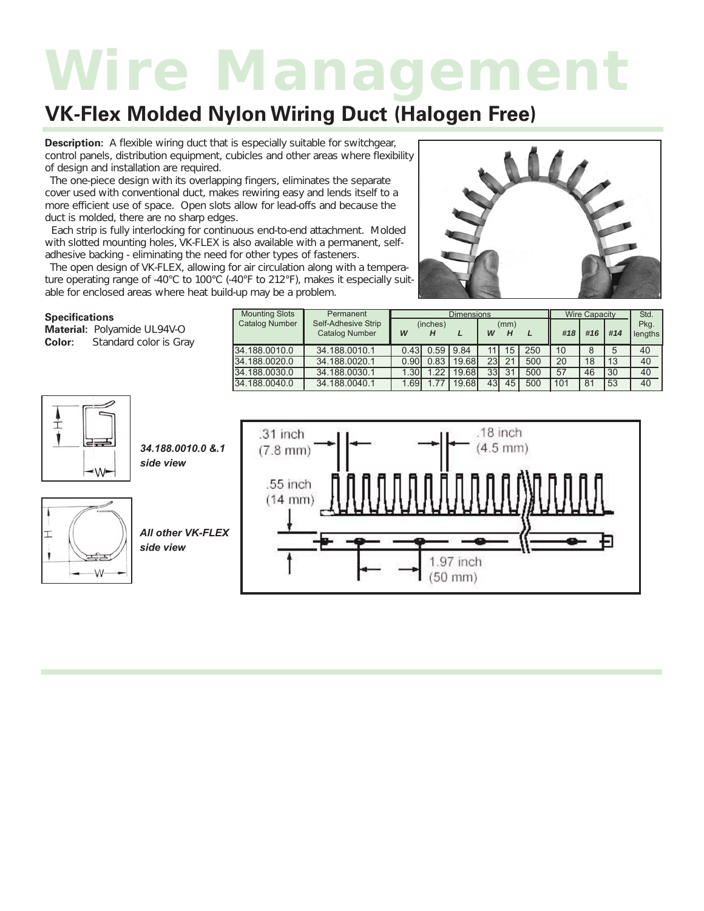# Wire Management

## VK-Flex Molded Nylon Wiring Duct (Halogen Free)

**Description:** A flexible wiring duct that is especially suitable for switchgear, control panels, distribution equipment, cubicles and other areas where flexibility of design and installation are required.

The one-piece design with its overlapping fingers, eliminates the separate cover used with conventional duct, makes rewiring easy and lends itself to a more efficient use of space. Open slots allow for lead-offs and because the duct is molded, there are no sharp edges.

Each strip is fully interlocking for continuous end-to-end attachment. Molded with slotted mounting holes, VK-FLEX is also available with a permanent, self-adhesive backing - eliminating the need for other types of fasteners.

The open design of VK-FLEX, allowing for air circulation along with a temperature operating range of -40°C to 100°C (-40°F to 212°F), makes it especially suitable for enclosed areas where heat build-up may be a problem.

**Specifications**

**Material:** Polyamide UL94V-O

**Color:** Standard color is Gray

| Mounting Slots Catalog Number | Permanent Self-Adhesive Strip Catalog Number | Dimensions (inches) | | | Dimensions (mm) | | | Wire Capacity | | | Std. Pkg. lengths |
|---|---|---|---|---|---|---|---|---|---|---|---|
| | | W | H | L | W | H | L | #18 | #16 | #14 | |
| 34.188.0010.0 | 34.188.0010.1 | 0.43 | 0.59 | 9.84 | 11 | 15 | 250 | 10 | 8 | 5 | 40 |
| 34.188.0020.0 | 34.188.0020.1 | 0.90 | 0.83 | 19.68 | 23 | 21 | 500 | 20 | 18 | 13 | 40 |
| 34.188.0030.0 | 34.188.0030.1 | 1.30 | 1.22 | 19.68 | 33 | 31 | 500 | 57 | 46 | 30 | 40 |
| 34.188.0040.0 | 34.188.0040.1 | 1.69 | 1.77 | 19.68 | 43 | 45 | 500 | 101 | 81 | 53 | 40 |

*34.188.0010.0 &.1 side view*

*All other VK-FLEX side view*

.31 inch (7.8 mm)

.18 inch (4.5 mm)

.55 inch (14 mm)

1.97 inch (50 mm)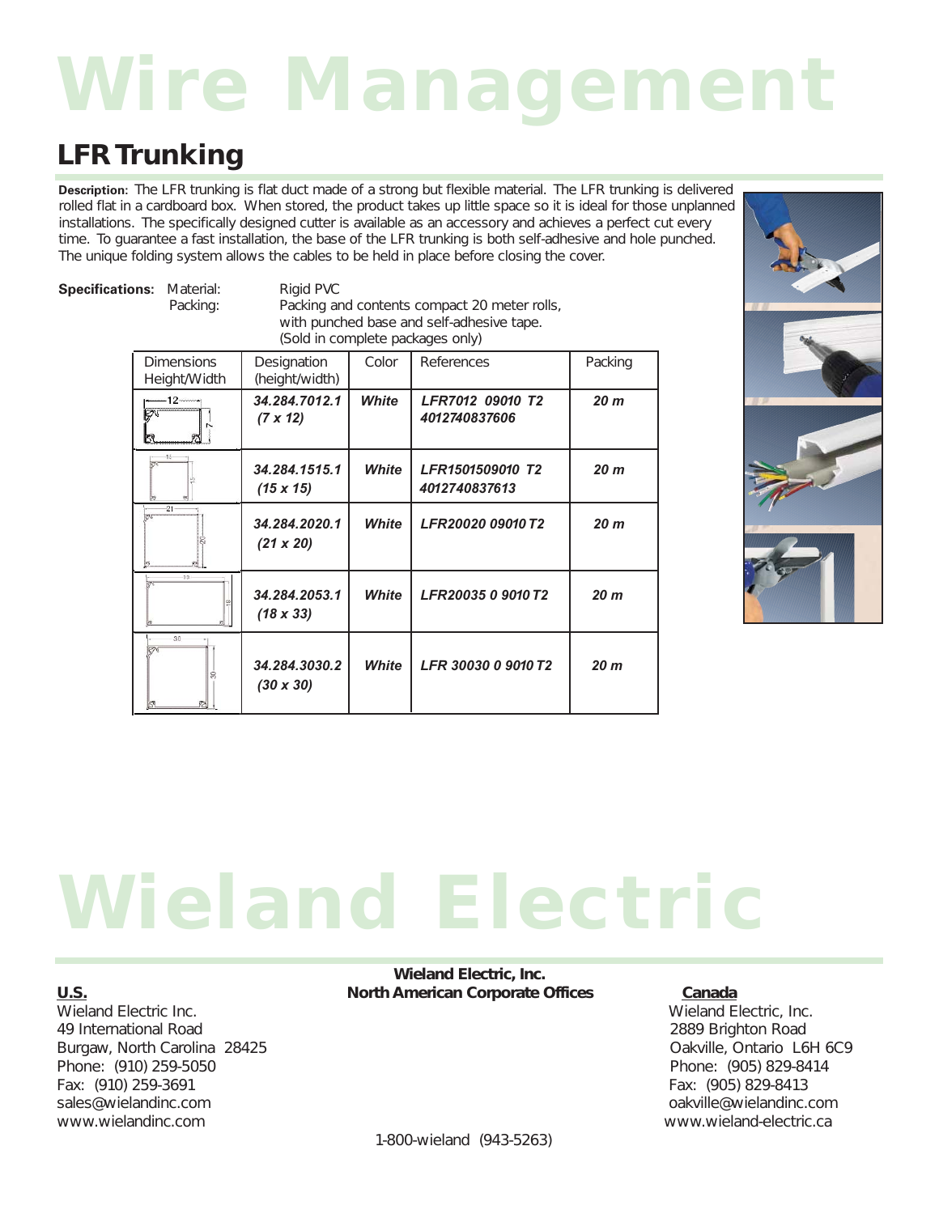# Wire Management

## LFR Trunking

**Description:** The LFR trunking is flat duct made of a strong but flexible material. The LFR trunking is delivered rolled flat in a cardboard box. When stored, the product takes up little space so it is ideal for those unplanned installations. The specifically designed cutter is available as an accessory and achieves a perfect cut every time. To guarantee a fast installation, the base of the LFR trunking is both self-adhesive and hole punched. The unique folding system allows the cables to be held in place before closing the cover.

**Specifications:** Material: Rigid PVC
Packing: Packing and contents compact 20 meter rolls, with punched base and self-adhesive tape. (Sold in complete packages only)

| Dimensions Height/Width | Designation (height/width) | Color | References | Packing |
|---|---|---|---|---|
| 12 / 7 | ***34.284.7012.1 (7 x 12)*** | ***White*** | ***LFR7012 09010 T2 4012740837606*** | ***20 m*** |
| 15 / 15 | ***34.284.1515.1 (15 x 15)*** | ***White*** | ***LFR1501509010 T2 4012740837613*** | ***20 m*** |
| 21 / 20 | ***34.284.2020.1 (21 x 20)*** | ***White*** | ***LFR20020 09010 T2*** | ***20 m*** |
| 33 / 18 | ***34.284.2053.1 (18 x 33)*** | ***White*** | ***LFR20035 0 9010 T2*** | ***20 m*** |
| 30 / 30 | ***34.284.3030.2 (30 x 30)*** | ***White*** | ***LFR 30030 0 9010 T2*** | ***20 m*** |

# Wieland Electric

**Wieland Electric, Inc.**
**North American Corporate Offices**

**U.S.**
Wieland Electric Inc.
49 International Road
Burgaw, North Carolina 28425
Phone: (910) 259-5050
Fax: (910) 259-3691
sales@wielandinc.com
www.wielandinc.com

**Canada**
Wieland Electric, Inc.
2889 Brighton Road
Oakville, Ontario L6H 6C9
Phone: (905) 829-8414
Fax: (905) 829-8413
oakville@wielandinc.com
www.wieland-electric.ca

1-800-wieland (943-5263)